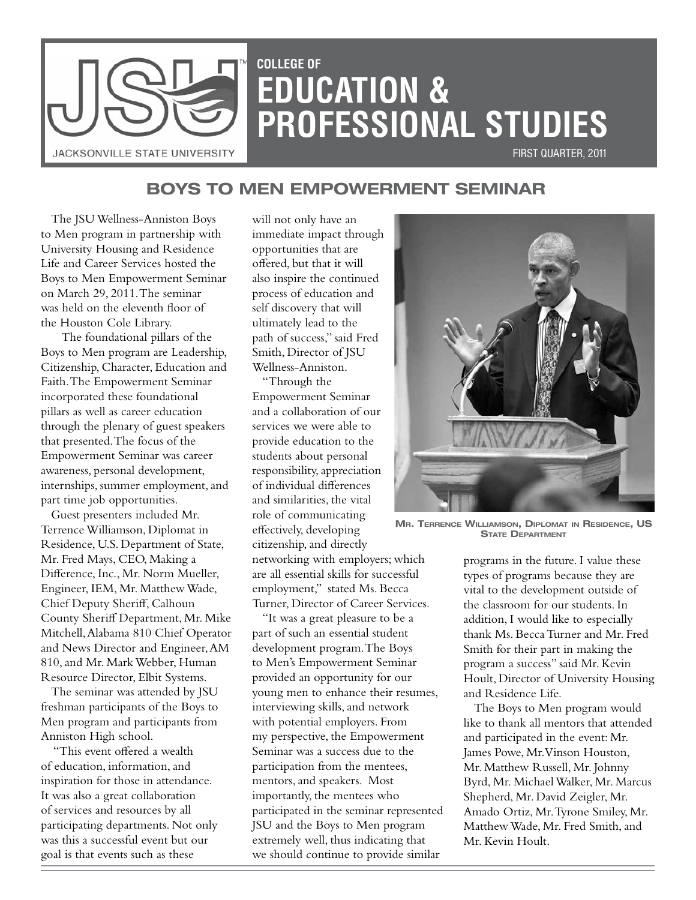# COLLEGE OF EDUCATION & PROFESSIONAL STUDIES

JACKSONVILLE STATE UNIVERSITY

FIRST QUARTER, 2011

## BOYS TO MEN EMPOWERMENT SEMINAR

The JSU Wellness-Anniston Boys to Men program in partnership with University Housing and Residence Life and Career Services hosted the Boys to Men Empowerment Seminar on March 29, 2011. The seminar was held on the eleventh floor of the Houston Cole Library.

The foundational pillars of the Boys to Men program are Leadership, Citizenship, Character, Education and Faith. The Empowerment Seminar incorporated these foundational pillars as well as career education through the plenary of guest speakers that presented. The focus of the Empowerment Seminar was career awareness, personal development, internships, summer employment, and part time job opportunities.

Guest presenters included Mr. Terrence Williamson, Diplomat in Residence, U.S. Department of State, Mr. Fred Mays, CEO, Making a Difference, Inc., Mr. Norm Mueller, Engineer, IEM, Mr. Matthew Wade, Chief Deputy Sheriff, Calhoun County Sheriff Department, Mr. Mike Mitchell, Alabama 810 Chief Operator and News Director and Engineer, AM 810, and Mr. Mark Webber, Human Resource Director, Elbit Systems.

The seminar was attended by JSU freshman participants of the Boys to Men program and participants from Anniston High school.

"This event offered a wealth of education, information, and inspiration for those in attendance. It was also a great collaboration of services and resources by all participating departments. Not only was this a successful event but our goal is that events such as these will not only have an immediate impact through opportunities that are offered, but that it will also inspire the continued process of education and self discovery that will ultimately lead to the path of success," said Fred Smith, Director of JSU Wellness-Anniston.

"Through the Empowerment Seminar and a collaboration of our services we were able to provide education to the students about personal responsibility, appreciation of individual differences and similarities, the vital role of communicating effectively, developing citizenship, and directly networking with employers; which are all essential skills for successful employment," stated Ms. Becca Turner, Director of Career Services.

"It was a great pleasure to be a part of such an essential student development program. The Boys to Men's Empowerment Seminar provided an opportunity for our young men to enhance their resumes, interviewing skills, and network with potential employers. From my perspective, the Empowerment Seminar was a success due to the participation from the mentees, mentors, and speakers. Most importantly, the mentees who participated in the seminar represented JSU and the Boys to Men program extremely well, thus indicating that we should continue to provide similar programs in the future. I value these types of programs because they are vital to the development outside of the classroom for our students. In addition, I would like to especially thank Ms. Becca Turner and Mr. Fred Smith for their part in making the program a success" said Mr. Kevin Hoult, Director of University Housing and Residence Life.

MR. TERRENCE WILLIAMSON, DIPLOMAT IN RESIDENCE, US STATE DEPARTMENT

The Boys to Men program would like to thank all mentors that attended and participated in the event: Mr. James Powe, Mr. Vinson Houston, Mr. Matthew Russell, Mr. Johnny Byrd, Mr. Michael Walker, Mr. Marcus Shepherd, Mr. David Zeigler, Mr. Amado Ortiz, Mr. Tyrone Smiley, Mr. Matthew Wade, Mr. Fred Smith, and Mr. Kevin Hoult.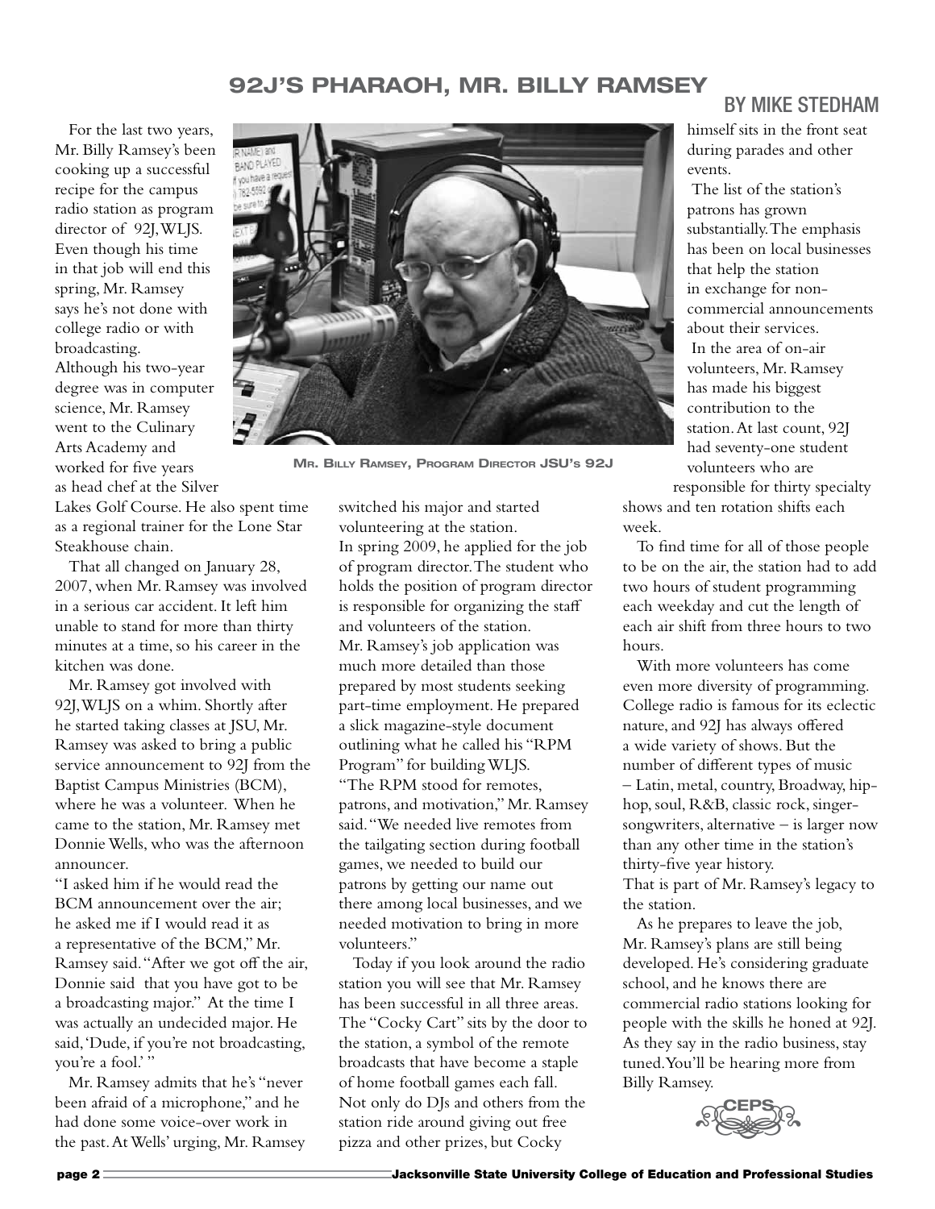# 92J'S PHARAOH, MR. BILLY RAMSEY

BY MIKE STEDHAM

For the last two years, Mr. Billy Ramsey's been cooking up a successful recipe for the campus radio station as program director of 92J, WLJS. Even though his time in that job will end this spring, Mr. Ramsey says he's not done with college radio or with broadcasting.

Although his two-year degree was in computer science, Mr. Ramsey went to the Culinary Arts Academy and worked for five years as head chef at the Silver Lakes Golf Course. He also spent time as a regional trainer for the Lone Star Steakhouse chain.

That all changed on January 28, 2007, when Mr. Ramsey was involved in a serious car accident. It left him unable to stand for more than thirty minutes at a time, so his career in the kitchen was done.

Mr. Ramsey got involved with 92J, WLJS on a whim. Shortly after he started taking classes at JSU, Mr. Ramsey was asked to bring a public service announcement to 92J from the Baptist Campus Ministries (BCM), where he was a volunteer. When he came to the station, Mr. Ramsey met Donnie Wells, who was the afternoon announcer.

"I asked him if he would read the BCM announcement over the air; he asked me if I would read it as a representative of the BCM," Mr. Ramsey said. "After we got off the air, Donnie said that you have got to be a broadcasting major." At the time I was actually an undecided major. He said, 'Dude, if you're not broadcasting, you're a fool.' "

Mr. Ramsey admits that he's "never been afraid of a microphone," and he had done some voice-over work in the past. At Wells' urging, Mr. Ramsey switched his major and started volunteering at the station.

MR. BILLY RAMSEY, PROGRAM DIRECTOR JSU'S 92J

In spring 2009, he applied for the job of program director. The student who holds the position of program director is responsible for organizing the staff and volunteers of the station. Mr. Ramsey's job application was much more detailed than those prepared by most students seeking part-time employment. He prepared a slick magazine-style document outlining what he called his "RPM Program" for building WLJS.

"The RPM stood for remotes, patrons, and motivation," Mr. Ramsey said. "We needed live remotes from the tailgating section during football games, we needed to build our patrons by getting our name out there among local businesses, and we needed motivation to bring in more volunteers."

Today if you look around the radio station you will see that Mr. Ramsey has been successful in all three areas. The "Cocky Cart" sits by the door to the station, a symbol of the remote broadcasts that have become a staple of home football games each fall. Not only do DJs and others from the station ride around giving out free pizza and other prizes, but Cocky himself sits in the front seat during parades and other events.

The list of the station's patrons has grown substantially. The emphasis has been on local businesses that help the station in exchange for non-commercial announcements about their services.

In the area of on-air volunteers, Mr. Ramsey has made his biggest contribution to the station. At last count, 92J had seventy-one student volunteers who are responsible for thirty specialty shows and ten rotation shifts each week.

To find time for all of those people to be on the air, the station had to add two hours of student programming each weekday and cut the length of each air shift from three hours to two hours.

With more volunteers has come even more diversity of programming. College radio is famous for its eclectic nature, and 92J has always offered a wide variety of shows. But the number of different types of music – Latin, metal, country, Broadway, hip-hop, soul, R&B, classic rock, singer-songwriters, alternative – is larger now than any other time in the station's thirty-five year history.

That is part of Mr. Ramsey's legacy to the station.

As he prepares to leave the job, Mr. Ramsey's plans are still being developed. He's considering graduate school, and he knows there are commercial radio stations looking for people with the skills he honed at 92J. As they say in the radio business, stay tuned. You'll be hearing more from Billy Ramsey.

CEPS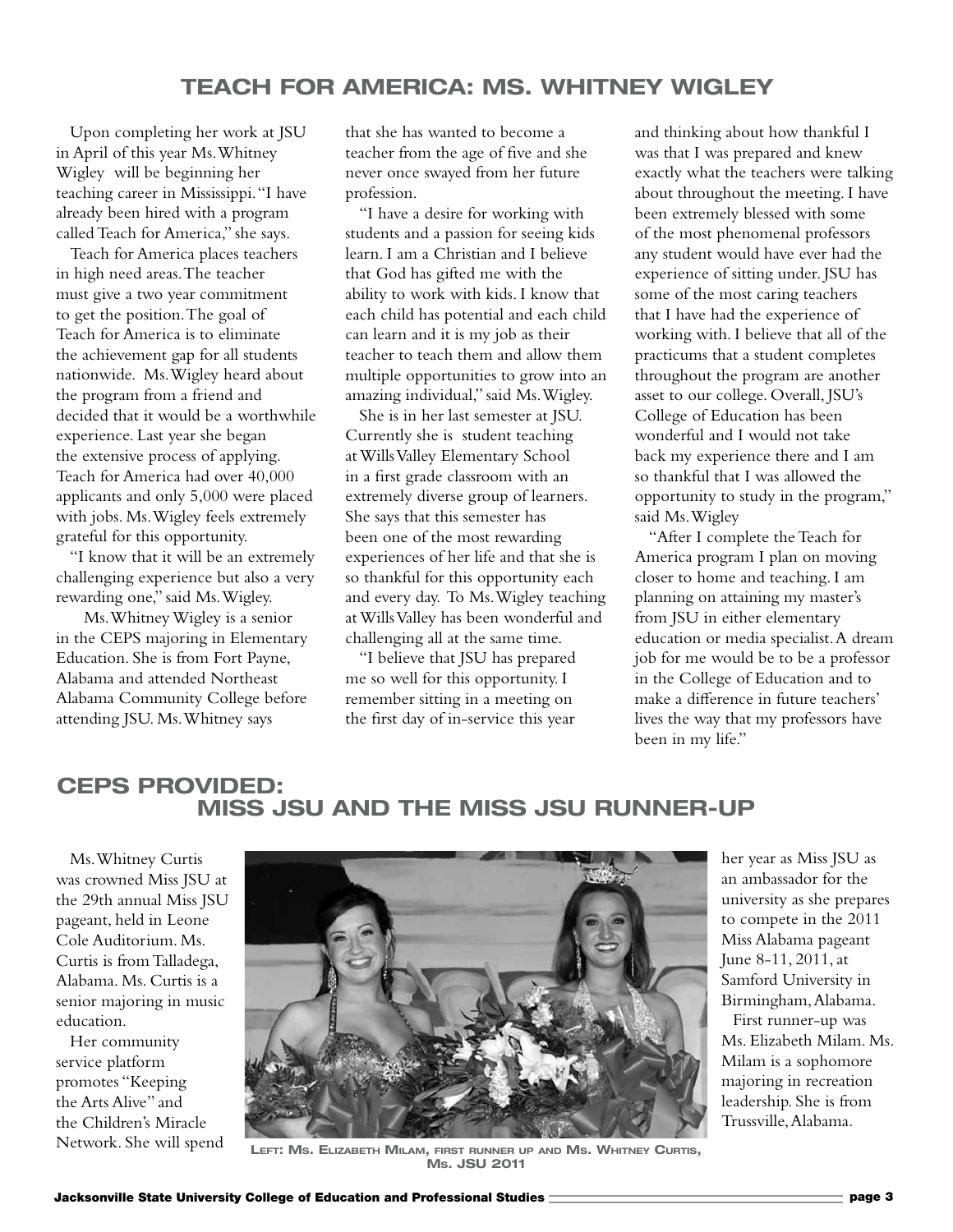## TEACH FOR AMERICA: MS. WHITNEY WIGLEY

Upon completing her work at JSU in April of this year Ms. Whitney Wigley will be beginning her teaching career in Mississippi. "I have already been hired with a program called Teach for America," she says.

Teach for America places teachers in high need areas. The teacher must give a two year commitment to get the position. The goal of Teach for America is to eliminate the achievement gap for all students nationwide. Ms. Wigley heard about the program from a friend and decided that it would be a worthwhile experience. Last year she began the extensive process of applying. Teach for America had over 40,000 applicants and only 5,000 were placed with jobs. Ms. Wigley feels extremely grateful for this opportunity.

"I know that it will be an extremely challenging experience but also a very rewarding one," said Ms. Wigley.

Ms. Whitney Wigley is a senior in the CEPS majoring in Elementary Education. She is from Fort Payne, Alabama and attended Northeast Alabama Community College before attending JSU. Ms. Whitney says that she has wanted to become a teacher from the age of five and she never once swayed from her future profession.

"I have a desire for working with students and a passion for seeing kids learn. I am a Christian and I believe that God has gifted me with the ability to work with kids. I know that each child has potential and each child can learn and it is my job as their teacher to teach them and allow them multiple opportunities to grow into an amazing individual," said Ms. Wigley.

She is in her last semester at JSU. Currently she is student teaching at Wills Valley Elementary School in a first grade classroom with an extremely diverse group of learners. She says that this semester has been one of the most rewarding experiences of her life and that she is so thankful for this opportunity each and every day. To Ms. Wigley teaching at Wills Valley has been wonderful and challenging all at the same time.

"I believe that JSU has prepared me so well for this opportunity. I remember sitting in a meeting on the first day of in-service this year and thinking about how thankful I was that I was prepared and knew exactly what the teachers were talking about throughout the meeting. I have been extremely blessed with some of the most phenomenal professors any student would have ever had the experience of sitting under. JSU has some of the most caring teachers that I have had the experience of working with. I believe that all of the practicums that a student completes throughout the program are another asset to our college. Overall, JSU's College of Education has been wonderful and I would not take back my experience there and I am so thankful that I was allowed the opportunity to study in the program," said Ms. Wigley

"After I complete the Teach for America program I plan on moving closer to home and teaching. I am planning on attaining my master's from JSU in either elementary education or media specialist. A dream job for me would be to be a professor in the College of Education and to make a difference in future teachers' lives the way that my professors have been in my life."

## CEPS PROVIDED: MISS JSU AND THE MISS JSU RUNNER-UP

Ms. Whitney Curtis was crowned Miss JSU at the 29th annual Miss JSU pageant, held in Leone Cole Auditorium. Ms. Curtis is from Talladega, Alabama. Ms. Curtis is a senior majoring in music education.

Her community service platform promotes "Keeping the Arts Alive" and the Children's Miracle Network. She will spend her year as Miss JSU as an ambassador for the university as she prepares to compete in the 2011 Miss Alabama pageant June 8-11, 2011, at Samford University in Birmingham, Alabama.

First runner-up was Ms. Elizabeth Milam. Ms. Milam is a sophomore majoring in recreation leadership. She is from Trussville, Alabama.

LEFT: MS. ELIZABETH MILAM, FIRST RUNNER UP AND MS. WHITNEY CURTIS, MS. JSU 2011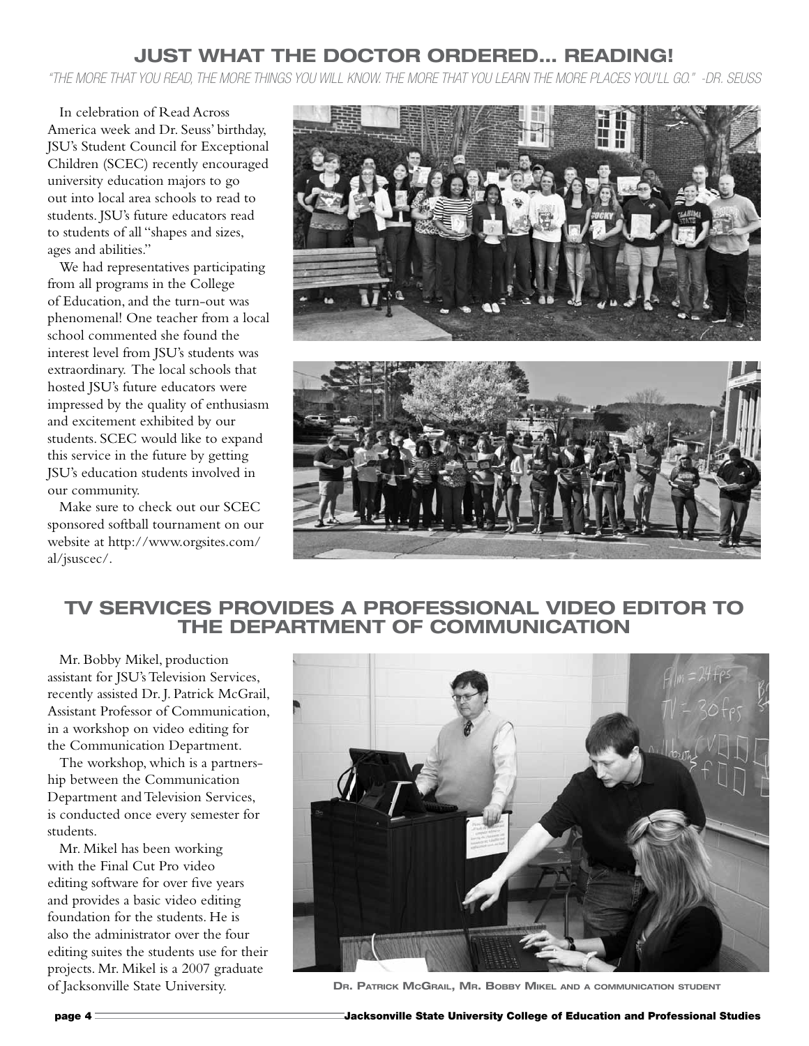## JUST WHAT THE DOCTOR ORDERED... READING!

*"THE MORE THAT YOU READ, THE MORE THINGS YOU WILL KNOW. THE MORE THAT YOU LEARN THE MORE PLACES YOU'LL GO." -DR. SEUSS*

In celebration of Read Across America week and Dr. Seuss' birthday, JSU's Student Council for Exceptional Children (SCEC) recently encouraged university education majors to go out into local area schools to read to students. JSU's future educators read to students of all "shapes and sizes, ages and abilities."

We had representatives participating from all programs in the College of Education, and the turn-out was phenomenal! One teacher from a local school commented she found the interest level from JSU's students was extraordinary. The local schools that hosted JSU's future educators were impressed by the quality of enthusiasm and excitement exhibited by our students. SCEC would like to expand this service in the future by getting JSU's education students involved in our community.

Make sure to check out our SCEC sponsored softball tournament on our website at http://www.orgsites.com/al/jsuscec/.

## TV SERVICES PROVIDES A PROFESSIONAL VIDEO EDITOR TO THE DEPARTMENT OF COMMUNICATION

Mr. Bobby Mikel, production assistant for JSU's Television Services, recently assisted Dr. J. Patrick McGrail, Assistant Professor of Communication, in a workshop on video editing for the Communication Department.

The workshop, which is a partnership between the Communication Department and Television Services, is conducted once every semester for students.

Mr. Mikel has been working with the Final Cut Pro video editing software for over five years and provides a basic video editing foundation for the students. He is also the administrator over the four editing suites the students use for their projects. Mr. Mikel is a 2007 graduate of Jacksonville State University.

DR. PATRICK MCGRAIL, MR. BOBBY MIKEL AND A COMMUNICATION STUDENT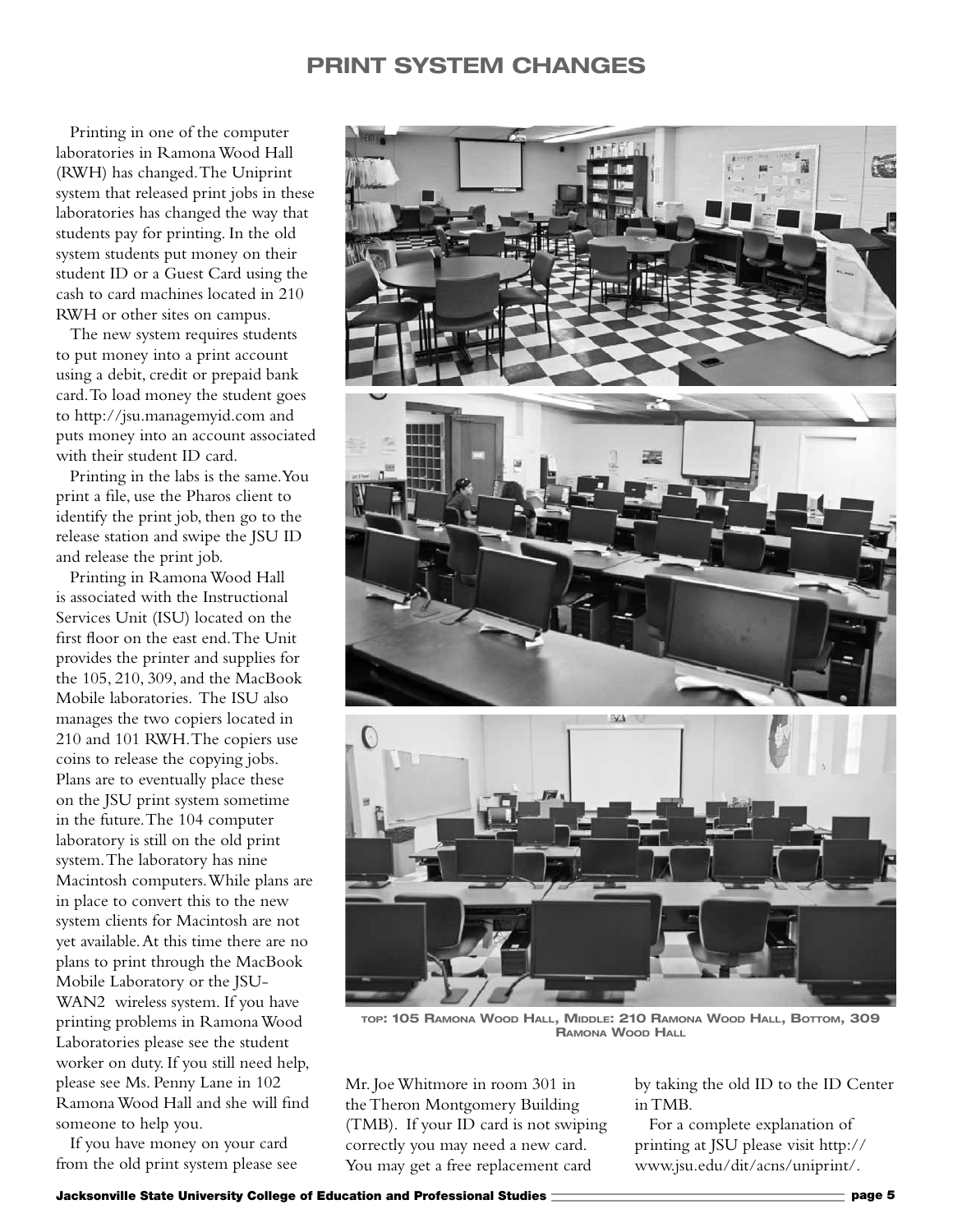# PRINT SYSTEM CHANGES

Printing in one of the computer laboratories in Ramona Wood Hall (RWH) has changed. The Uniprint system that released print jobs in these laboratories has changed the way that students pay for printing. In the old system students put money on their student ID or a Guest Card using the cash to card machines located in 210 RWH or other sites on campus.

The new system requires students to put money into a print account using a debit, credit or prepaid bank card. To load money the student goes to http://jsu.managemyid.com and puts money into an account associated with their student ID card.

Printing in the labs is the same. You print a file, use the Pharos client to identify the print job, then go to the release station and swipe the JSU ID and release the print job.

Printing in Ramona Wood Hall is associated with the Instructional Services Unit (ISU) located on the first floor on the east end. The Unit provides the printer and supplies for the 105, 210, 309, and the MacBook Mobile laboratories. The ISU also manages the two copiers located in 210 and 101 RWH. The copiers use coins to release the copying jobs. Plans are to eventually place these on the JSU print system sometime in the future. The 104 computer laboratory is still on the old print system. The laboratory has nine Macintosh computers. While plans are in place to convert this to the new system clients for Macintosh are not yet available. At this time there are no plans to print through the MacBook Mobile Laboratory or the JSU-WAN2 wireless system. If you have printing problems in Ramona Wood Laboratories please see the student worker on duty. If you still need help, please see Ms. Penny Lane in 102 Ramona Wood Hall and she will find someone to help you.

If you have money on your card from the old print system please see Mr. Joe Whitmore in room 301 in the Theron Montgomery Building (TMB). If your ID card is not swiping correctly you may need a new card. You may get a free replacement card by taking the old ID to the ID Center in TMB.

For a complete explanation of printing at JSU please visit http://www.jsu.edu/dit/acns/uniprint/.

TOP: 105 RAMONA WOOD HALL, MIDDLE: 210 RAMONA WOOD HALL, BOTTOM, 309 RAMONA WOOD HALL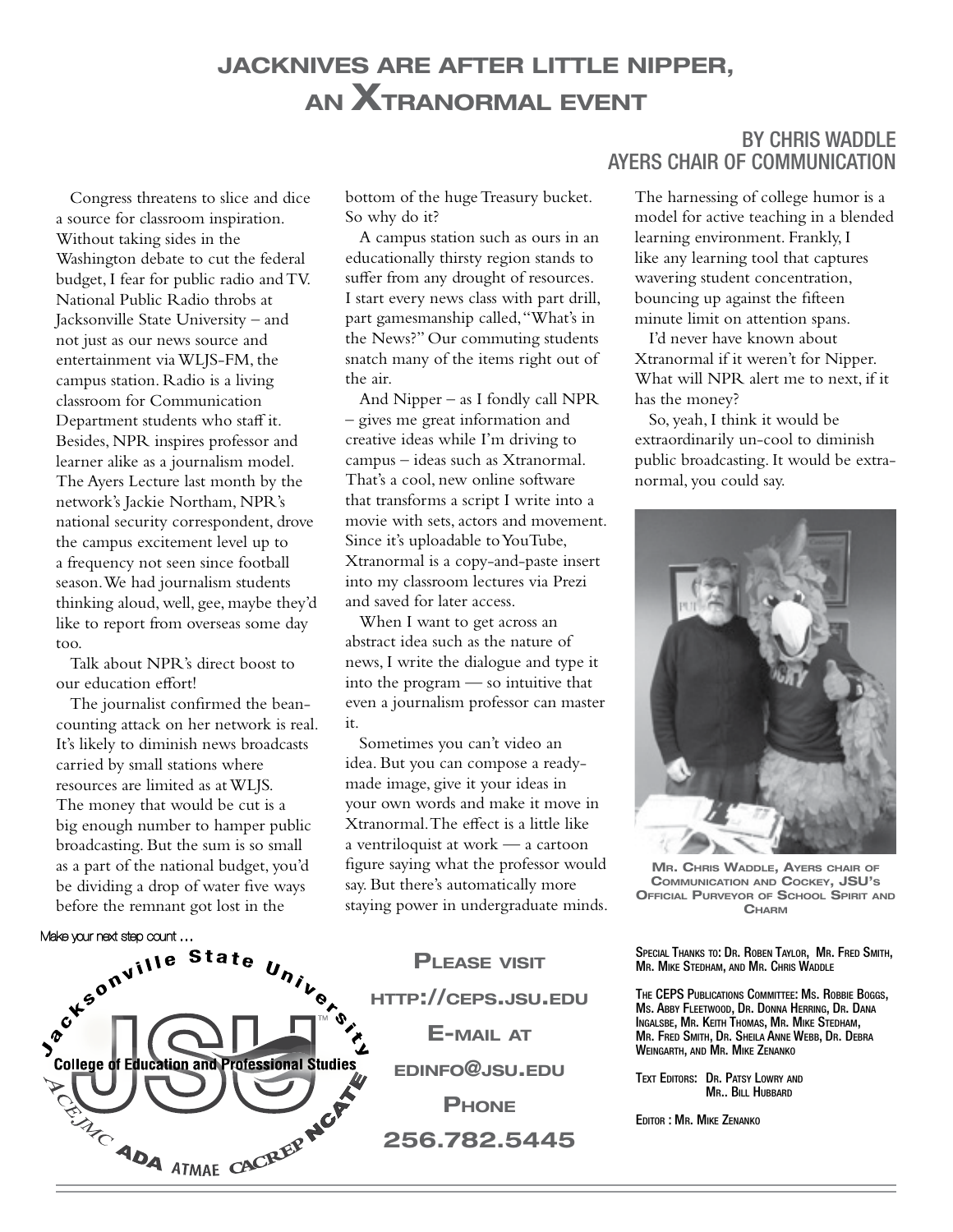# JACKNIVES ARE AFTER LITTLE NIPPER, AN XTRANORMAL EVENT

### BY CHRIS WADDLE
### AYERS CHAIR OF COMMUNICATION

Congress threatens to slice and dice a source for classroom inspiration. Without taking sides in the Washington debate to cut the federal budget, I fear for public radio and TV. National Public Radio throbs at Jacksonville State University – and not just as our news source and entertainment via WLJS-FM, the campus station. Radio is a living classroom for Communication Department students who staff it. Besides, NPR inspires professor and learner alike as a journalism model. The Ayers Lecture last month by the network's Jackie Northam, NPR's national security correspondent, drove the campus excitement level up to a frequency not seen since football season. We had journalism students thinking aloud, well, gee, maybe they'd like to report from overseas some day too.

Talk about NPR's direct boost to our education effort!

The journalist confirmed the bean-counting attack on her network is real. It's likely to diminish news broadcasts carried by small stations where resources are limited as at WLJS. The money that would be cut is a big enough number to hamper public broadcasting. But the sum is so small as a part of the national budget, you'd be dividing a drop of water five ways before the remnant got lost in the bottom of the huge Treasury bucket. So why do it?

A campus station such as ours in an educationally thirsty region stands to suffer from any drought of resources. I start every news class with part drill, part gamesmanship called, "What's in the News?" Our commuting students snatch many of the items right out of the air.

And Nipper – as I fondly call NPR – gives me great information and creative ideas while I'm driving to campus – ideas such as Xtranormal. That's a cool, new online software that transforms a script I write into a movie with sets, actors and movement. Since it's uploadable to YouTube, Xtranormal is a copy-and-paste insert into my classroom lectures via Prezi and saved for later access.

When I want to get across an abstract idea such as the nature of news, I write the dialogue and type it into the program — so intuitive that even a journalism professor can master it.

Sometimes you can't video an idea. But you can compose a ready-made image, give it your ideas in your own words and make it move in Xtranormal. The effect is a little like a ventriloquist at work — a cartoon figure saying what the professor would say. But there's automatically more staying power in undergraduate minds. The harnessing of college humor is a model for active teaching in a blended learning environment. Frankly, I like any learning tool that captures wavering student concentration, bouncing up against the fifteen minute limit on attention spans.

I'd never have known about Xtranormal if it weren't for Nipper. What will NPR alert me to next, if it has the money?

So, yeah, I think it would be extraordinarily un-cool to diminish public broadcasting. It would be extra-normal, you could say.

**MR. CHRIS WADDLE, AYERS CHAIR OF COMMUNICATION AND COCKEY, JSU'S OFFICIAL PURVEYOR OF SCHOOL SPIRIT AND CHARM**

Make your next step count ...

Jacksonville State University
JSU
College of Education and Professional Studies
ACEJMC ADA ATMAE CACREP NCATE

**PLEASE VISIT**
**HTTP://CEPS.JSU.EDU**
**E-MAIL AT**
**EDINFO@JSU.EDU**
**PHONE**
**256.782.5445**

SPECIAL THANKS TO: DR. ROBEN TAYLOR, MR. FRED SMITH, MR. MIKE STEDHAM, AND MR. CHRIS WADDLE

THE CEPS PUBLICATIONS COMMITTEE: MS. ROBBIE BOGGS, MS. ABBY FLEETWOOD, DR. DONNA HERRING, DR. DANA INGALSBE, MR. KEITH THOMAS, MR. MIKE STEDHAM, MR. FRED SMITH, DR. SHEILA ANNE WEBB, DR. DEBRA WEINGARTH, AND MR. MIKE ZENANKO

TEXT EDITORS: DR. PATSY LOWRY AND MR.. BILL HUBBARD

EDITOR : MR. MIKE ZENANKO